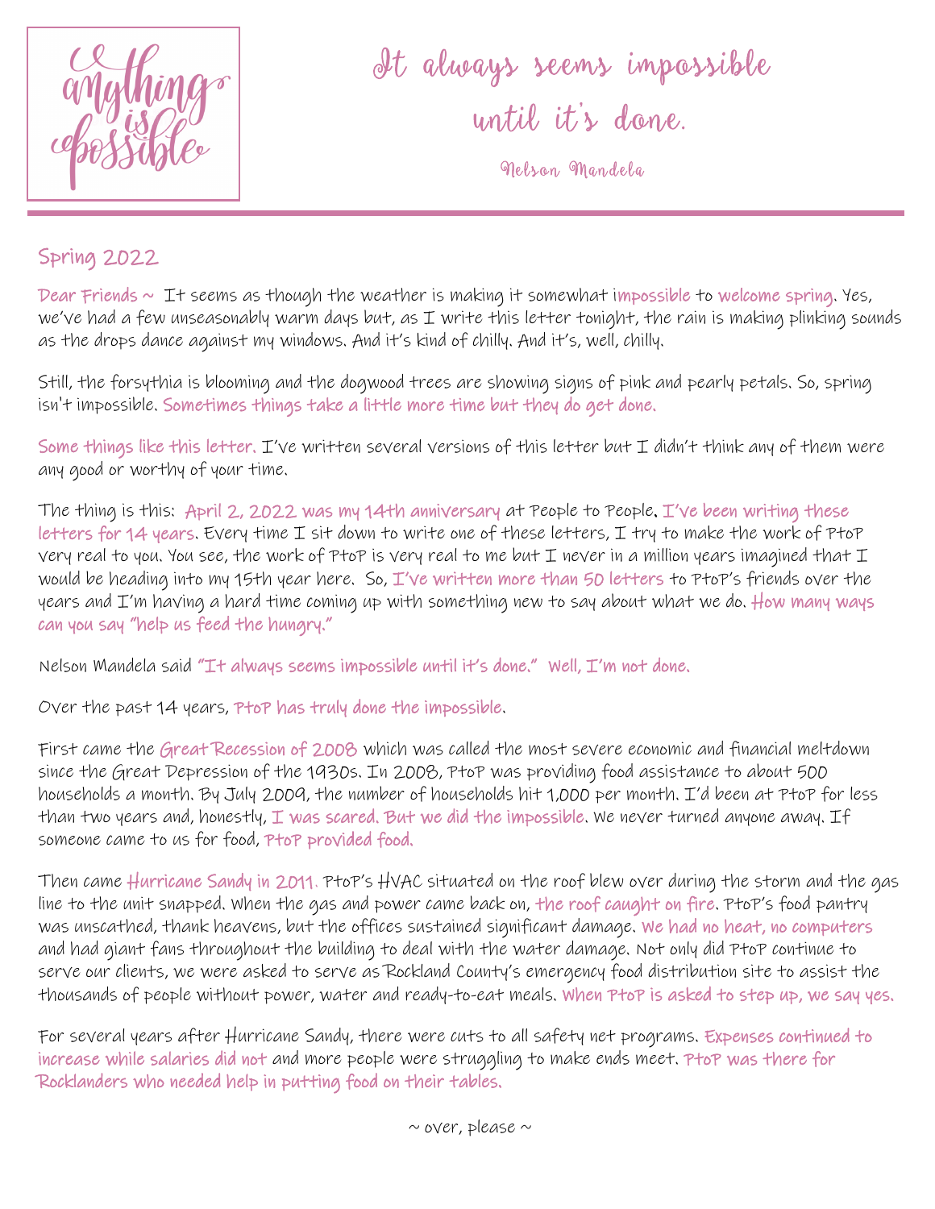anything is possible

*It always seems impossible until it's done.*

Nelson Mandela

## Spring 2022

Dear Friends ~ It seems as though the weather is making it somewhat impossible to welcome spring. Yes, we've had a few unseasonably warm days but, as I write this letter tonight, the rain is making plinking sounds as the drops dance against my windows. And it's kind of chilly. And it's, well, chilly.

Still, the forsythia is blooming and the dogwood trees are showing signs of pink and pearly petals. So, spring isn't impossible. Sometimes things take a little more time but they do get done.

Some things like this letter. I've written several versions of this letter but I didn't think any of them were any good or worthy of your time.

The thing is this: April 2, 2022 was my 14th anniversary at People to People, I've been writing these letters for 14 years. Every time I sit down to write one of these letters, I try to make the work of PtoP very real to you. You see, the work of PtoP is very real to me but I never in a million years imagined that I would be heading into my 15th year here. So, I've written more than 50 letters to PtoP's friends over the years and I'm having a hard time coming up with something new to say about what we do. How many ways can you say "help us feed the hungry."

Nelson Mandela said "It always seems impossible until it's done." Well, I'm not done.

Over the past 14 years, PtoP has truly done the impossible.

First came the Great Recession of 2008 which was called the most severe economic and financial meltdown since the Great Depression of the 1930s. In 2008, PtoP was providing food assistance to about 500 households a month. By July 2009, the number of households hit 1,000 per month. I'd been at PtoP for less than two years and, honestly, I was scared. But we did the impossible. We never turned anyone away. If someone came to us for food, PtoP provided food.

Then came Hurricane Sandy in 2011. PtoP's HVAC situated on the roof blew over during the storm and the gas line to the unit snapped. When the gas and power came back on, the roof caught on fire. PtoP's food pantry was unscathed, thank heavens, but the offices sustained significant damage. We had no heat, no computers and had giant fans throughout the building to deal with the water damage. Not only did PtoP continue to serve our clients, we were asked to serve as Rockland County's emergency food distribution site to assist the thousands of people without power, water and ready-to-eat meals. When PtoP is asked to step up, we say yes.

For several years after Hurricane Sandy, there were cuts to all safety net programs. Expenses continued to increase while salaries did not and more people were struggling to make ends meet. PtoP was there for Rocklanders who needed help in putting food on their tables.

~ over, please ~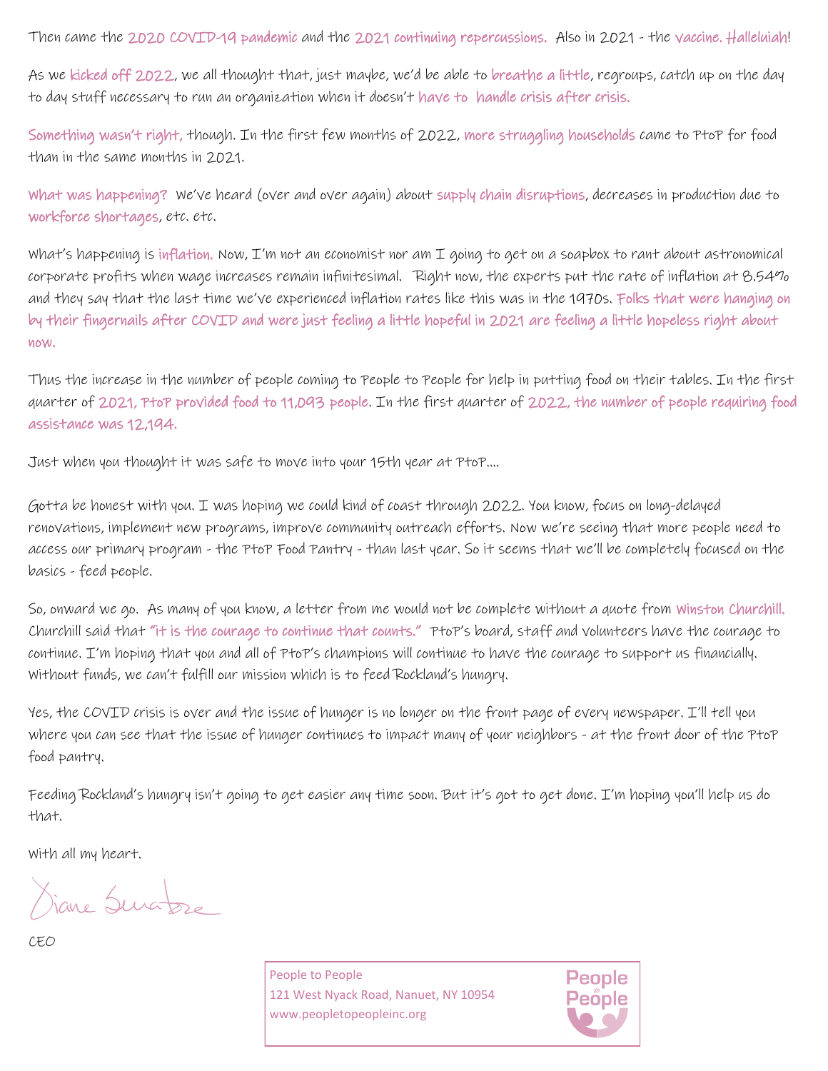Then came the 2020 COVID-19 pandemic and the 2021 continuing repercussions. Also in 2021 - the vaccine. Halleluiah!

As we kicked off 2022, we all thought that, just maybe, we'd be able to breathe a little, regroups, catch up on the day to day stuff necessary to run an organization when it doesn't have to handle crisis after crisis.

Something wasn't right, though. In the first few months of 2022, more struggling households came to PtoP for food than in the same months in 2021.

What was happening? We've heard (over and over again) about supply chain disruptions, decreases in production due to workforce shortages, etc. etc.

What's happening is inflation. Now, I'm not an economist nor am I going to get on a soapbox to rant about astronomical corporate profits when wage increases remain infinitesimal. Right now, the experts put the rate of inflation at 8.54% and they say that the last time we've experienced inflation rates like this was in the 1970s. Folks that were hanging on by their fingernails after COVID and were just feeling a little hopeful in 2021 are feeling a little hopeless right about now.

Thus the increase in the number of people coming to People to People for help in putting food on their tables. In the first quarter of 2021, PtoP provided food to 11,093 people. In the first quarter of 2022, the number of people requiring food assistance was 12,194.

Just when you thought it was safe to move into your 15th year at PtoP....

Gotta be honest with you. I was hoping we could kind of coast through 2022. You know, focus on long-delayed renovations, implement new programs, improve community outreach efforts. Now we're seeing that more people need to access our primary program - the PtoP Food Pantry - than last year. So it seems that we'll be completely focused on the basics - feed people.

So, onward we go. As many of you know, a letter from me would not be complete without a quote from Winston Churchill. Churchill said that "it is the courage to continue that counts." PtoP's board, staff and volunteers have the courage to continue. I'm hoping that you and all of PtoP's champions will continue to have the courage to support us financially. Without funds, we can't fulfill our mission which is to feed Rockland's hungry.

Yes, the COVID crisis is over and the issue of hunger is no longer on the front page of every newspaper. I'll tell you where you can see that the issue of hunger continues to impact many of your neighbors - at the front door of the PtoP food pantry.

Feeding Rockland's hungry isn't going to get easier any time soon. But it's got to get done. I'm hoping you'll help us do that.

With all my heart.

Diane Serratore

CEO

People to People
121 West Nyack Road, Nanuet, NY 10954
www.peopletopeopleinc.org

People to People